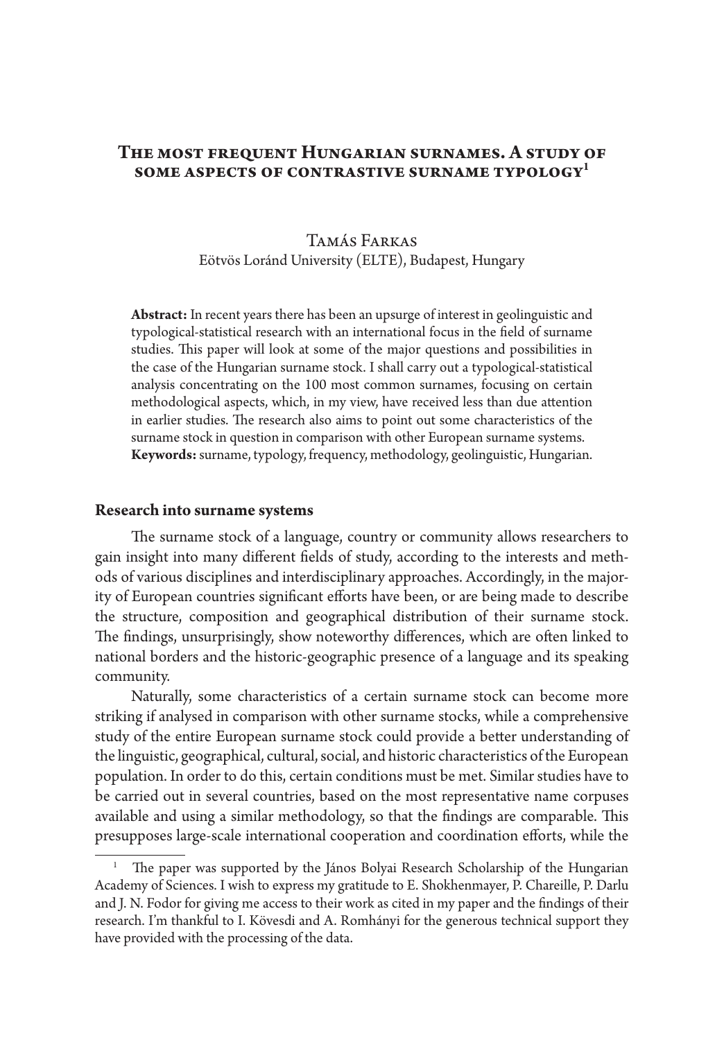# The most frequent Hungarian surnames. A study of some aspects of contrastive surname typology[1]

Tamás Farkas
Eötvös Loránd University (ELTE), Budapest, Hungary

**Abstract:** In recent years there has been an upsurge of interest in geolinguistic and typological-statistical research with an international focus in the field of surname studies. This paper will look at some of the major questions and possibilities in the case of the Hungarian surname stock. I shall carry out a typological-statistical analysis concentrating on the 100 most common surnames, focusing on certain methodological aspects, which, in my view, have received less than due attention in earlier studies. The research also aims to point out some characteristics of the surname stock in question in comparison with other European surname systems.
**Keywords:** surname, typology, frequency, methodology, geolinguistic, Hungarian.

## Research into surname systems

The surname stock of a language, country or community allows researchers to gain insight into many different fields of study, according to the interests and methods of various disciplines and interdisciplinary approaches. Accordingly, in the majority of European countries significant efforts have been, or are being made to describe the structure, composition and geographical distribution of their surname stock. The findings, unsurprisingly, show noteworthy differences, which are often linked to national borders and the historic-geographic presence of a language and its speaking community.

Naturally, some characteristics of a certain surname stock can become more striking if analysed in comparison with other surname stocks, while a comprehensive study of the entire European surname stock could provide a better understanding of the linguistic, geographical, cultural, social, and historic characteristics of the European population. In order to do this, certain conditions must be met. Similar studies have to be carried out in several countries, based on the most representative name corpuses available and using a similar methodology, so that the findings are comparable. This presupposes large-scale international cooperation and coordination efforts, while the

---

[1] The paper was supported by the János Bolyai Research Scholarship of the Hungarian Academy of Sciences. I wish to express my gratitude to E. Shokhenmayer, P. Chareille, P. Darlu and J. N. Fodor for giving me access to their work as cited in my paper and the findings of their research. I'm thankful to I. Kövesdi and A. Romhányi for the generous technical support they have provided with the processing of the data.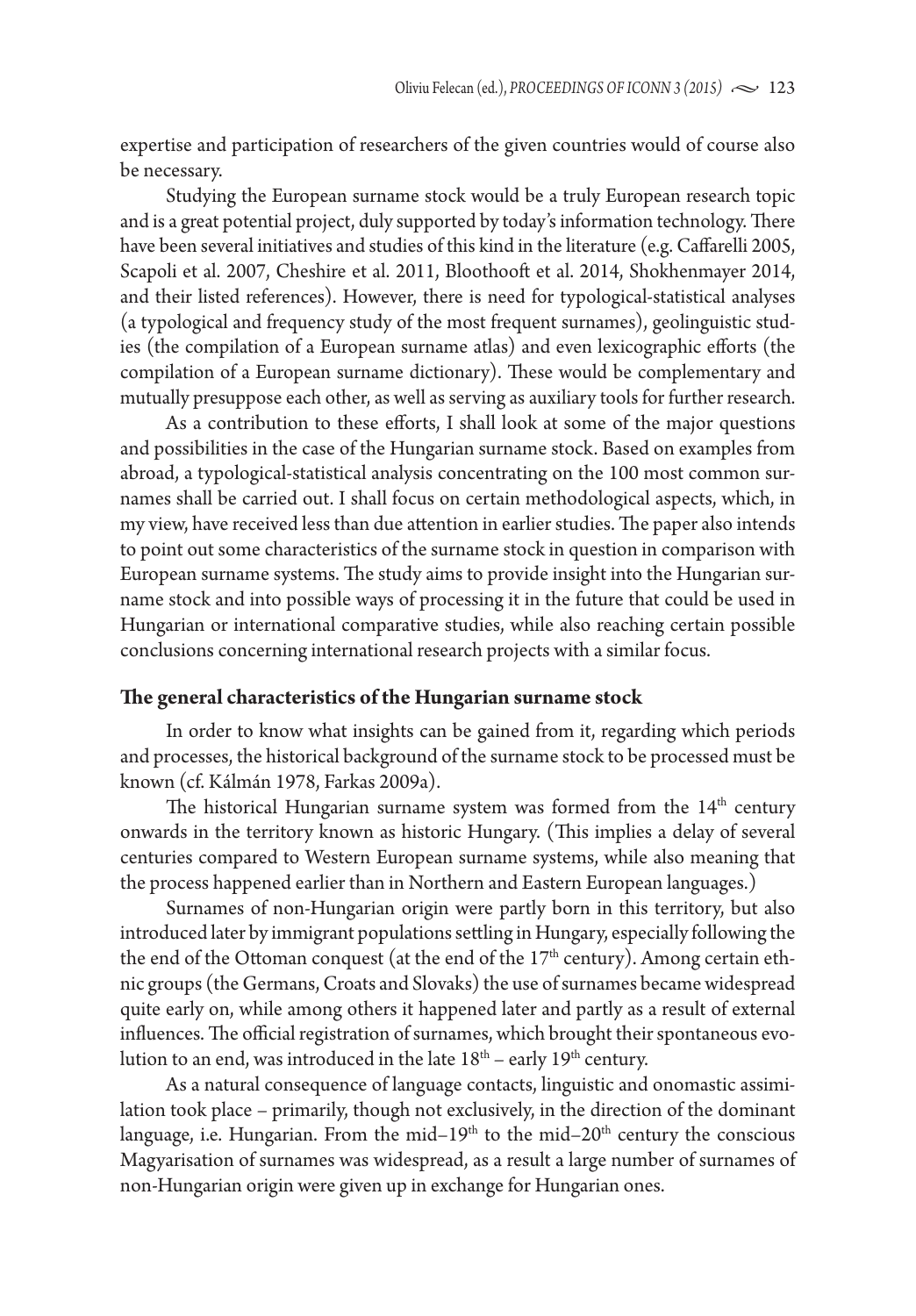expertise and participation of researchers of the given countries would of course also be necessary.

Studying the European surname stock would be a truly European research topic and is a great potential project, duly supported by today's information technology. There have been several initiatives and studies of this kind in the literature (e.g. Caffarelli 2005, Scapoli et al. 2007, Cheshire et al. 2011, Bloothooft et al. 2014, Shokhenmayer 2014, and their listed references). However, there is need for typological-statistical analyses (a typological and frequency study of the most frequent surnames), geolinguistic studies (the compilation of a European surname atlas) and even lexicographic efforts (the compilation of a European surname dictionary). These would be complementary and mutually presuppose each other, as well as serving as auxiliary tools for further research.

As a contribution to these efforts, I shall look at some of the major questions and possibilities in the case of the Hungarian surname stock. Based on examples from abroad, a typological-statistical analysis concentrating on the 100 most common surnames shall be carried out. I shall focus on certain methodological aspects, which, in my view, have received less than due attention in earlier studies. The paper also intends to point out some characteristics of the surname stock in question in comparison with European surname systems. The study aims to provide insight into the Hungarian surname stock and into possible ways of processing it in the future that could be used in Hungarian or international comparative studies, while also reaching certain possible conclusions concerning international research projects with a similar focus.

## The general characteristics of the Hungarian surname stock

In order to know what insights can be gained from it, regarding which periods and processes, the historical background of the surname stock to be processed must be known (cf. Kálmán 1978, Farkas 2009a).

The historical Hungarian surname system was formed from the 14th century onwards in the territory known as historic Hungary. (This implies a delay of several centuries compared to Western European surname systems, while also meaning that the process happened earlier than in Northern and Eastern European languages.)

Surnames of non-Hungarian origin were partly born in this territory, but also introduced later by immigrant populations settling in Hungary, especially following the the end of the Ottoman conquest (at the end of the 17th century). Among certain ethnic groups (the Germans, Croats and Slovaks) the use of surnames became widespread quite early on, while among others it happened later and partly as a result of external influences. The official registration of surnames, which brought their spontaneous evolution to an end, was introduced in the late 18th – early 19th century.

As a natural consequence of language contacts, linguistic and onomastic assimilation took place – primarily, though not exclusively, in the direction of the dominant language, i.e. Hungarian. From the mid–19th to the mid–20th century the conscious Magyarisation of surnames was widespread, as a result a large number of surnames of non-Hungarian origin were given up in exchange for Hungarian ones.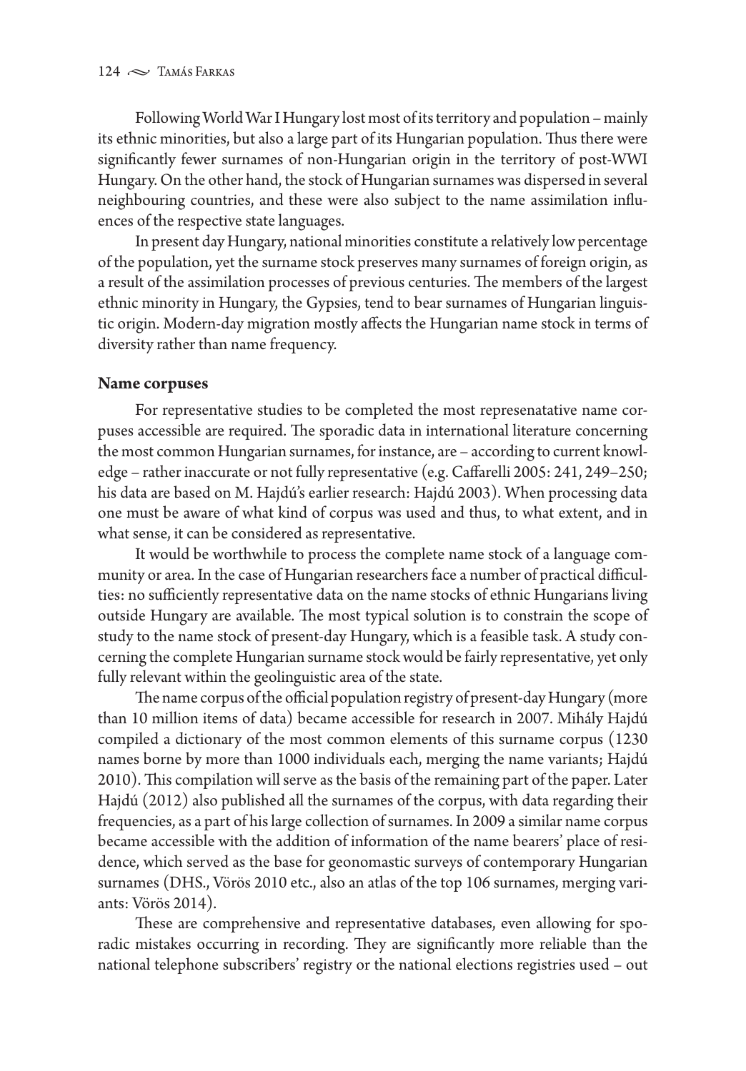Following World War I Hungary lost most of its territory and population – mainly its ethnic minorities, but also a large part of its Hungarian population. Thus there were significantly fewer surnames of non-Hungarian origin in the territory of post-WWI Hungary. On the other hand, the stock of Hungarian surnames was dispersed in several neighbouring countries, and these were also subject to the name assimilation influences of the respective state languages.

In present day Hungary, national minorities constitute a relatively low percentage of the population, yet the surname stock preserves many surnames of foreign origin, as a result of the assimilation processes of previous centuries. The members of the largest ethnic minority in Hungary, the Gypsies, tend to bear surnames of Hungarian linguistic origin. Modern-day migration mostly affects the Hungarian name stock in terms of diversity rather than name frequency.

**Name corpuses**

For representative studies to be completed the most represenatative name corpuses accessible are required. The sporadic data in international literature concerning the most common Hungarian surnames, for instance, are – according to current knowledge – rather inaccurate or not fully representative (e.g. Caffarelli 2005: 241, 249–250; his data are based on M. Hajdú's earlier research: Hajdú 2003). When processing data one must be aware of what kind of corpus was used and thus, to what extent, and in what sense, it can be considered as representative.

It would be worthwhile to process the complete name stock of a language community or area. In the case of Hungarian researchers face a number of practical difficulties: no sufficiently representative data on the name stocks of ethnic Hungarians living outside Hungary are available. The most typical solution is to constrain the scope of study to the name stock of present-day Hungary, which is a feasible task. A study concerning the complete Hungarian surname stock would be fairly representative, yet only fully relevant within the geolinguistic area of the state.

The name corpus of the official population registry of present-day Hungary (more than 10 million items of data) became accessible for research in 2007. Mihály Hajdú compiled a dictionary of the most common elements of this surname corpus (1230 names borne by more than 1000 individuals each, merging the name variants; Hajdú 2010). This compilation will serve as the basis of the remaining part of the paper. Later Hajdú (2012) also published all the surnames of the corpus, with data regarding their frequencies, as a part of his large collection of surnames. In 2009 a similar name corpus became accessible with the addition of information of the name bearers' place of residence, which served as the base for geonomastic surveys of contemporary Hungarian surnames (DHS., Vörös 2010 etc., also an atlas of the top 106 surnames, merging variants: Vörös 2014).

These are comprehensive and representative databases, even allowing for sporadic mistakes occurring in recording. They are significantly more reliable than the national telephone subscribers' registry or the national elections registries used – out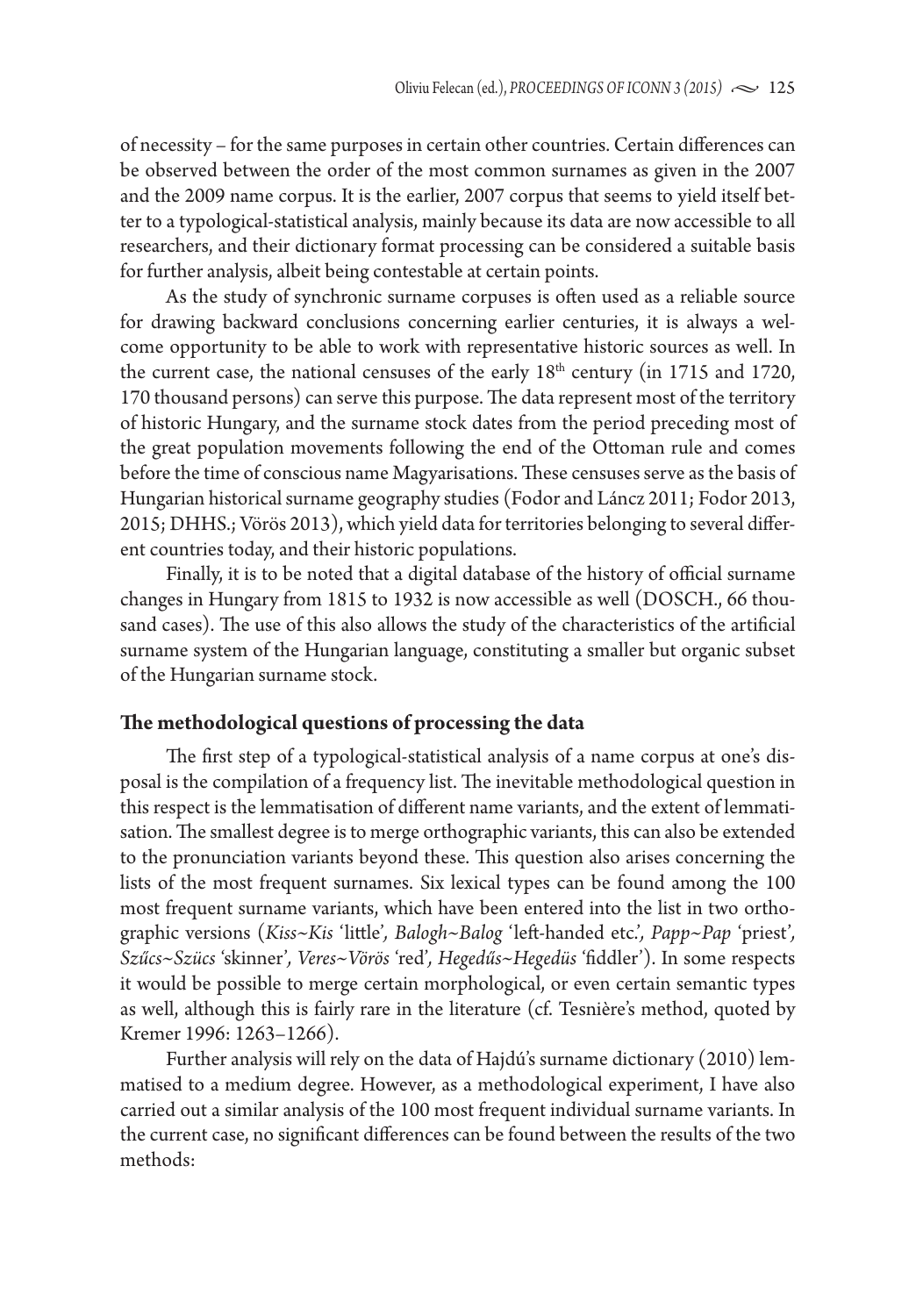of necessity – for the same purposes in certain other countries. Certain differences can be observed between the order of the most common surnames as given in the 2007 and the 2009 name corpus. It is the earlier, 2007 corpus that seems to yield itself better to a typological-statistical analysis, mainly because its data are now accessible to all researchers, and their dictionary format processing can be considered a suitable basis for further analysis, albeit being contestable at certain points.

As the study of synchronic surname corpuses is often used as a reliable source for drawing backward conclusions concerning earlier centuries, it is always a welcome opportunity to be able to work with representative historic sources as well. In the current case, the national censuses of the early 18th century (in 1715 and 1720, 170 thousand persons) can serve this purpose. The data represent most of the territory of historic Hungary, and the surname stock dates from the period preceding most of the great population movements following the end of the Ottoman rule and comes before the time of conscious name Magyarisations. These censuses serve as the basis of Hungarian historical surname geography studies (Fodor and Láncz 2011; Fodor 2013, 2015; DHHS.; Vörös 2013), which yield data for territories belonging to several different countries today, and their historic populations.

Finally, it is to be noted that a digital database of the history of official surname changes in Hungary from 1815 to 1932 is now accessible as well (DOSCH., 66 thousand cases). The use of this also allows the study of the characteristics of the artificial surname system of the Hungarian language, constituting a smaller but organic subset of the Hungarian surname stock.

## The methodological questions of processing the data

The first step of a typological-statistical analysis of a name corpus at one's disposal is the compilation of a frequency list. The inevitable methodological question in this respect is the lemmatisation of different name variants, and the extent of lemmatisation. The smallest degree is to merge orthographic variants, this can also be extended to the pronunciation variants beyond these. This question also arises concerning the lists of the most frequent surnames. Six lexical types can be found among the 100 most frequent surname variants, which have been entered into the list in two orthographic versions (*Kiss~Kis* 'little', *Balogh~Balog* 'left-handed etc.', *Papp~Pap* 'priest', *Szűcs~Szücs* 'skinner', *Veres~Vörös* 'red', *Hegedűs~Hegedüs* 'fiddler'). In some respects it would be possible to merge certain morphological, or even certain semantic types as well, although this is fairly rare in the literature (cf. Tesnière's method, quoted by Kremer 1996: 1263–1266).

Further analysis will rely on the data of Hajdú's surname dictionary (2010) lemmatised to a medium degree. However, as a methodological experiment, I have also carried out a similar analysis of the 100 most frequent individual surname variants. In the current case, no significant differences can be found between the results of the two methods: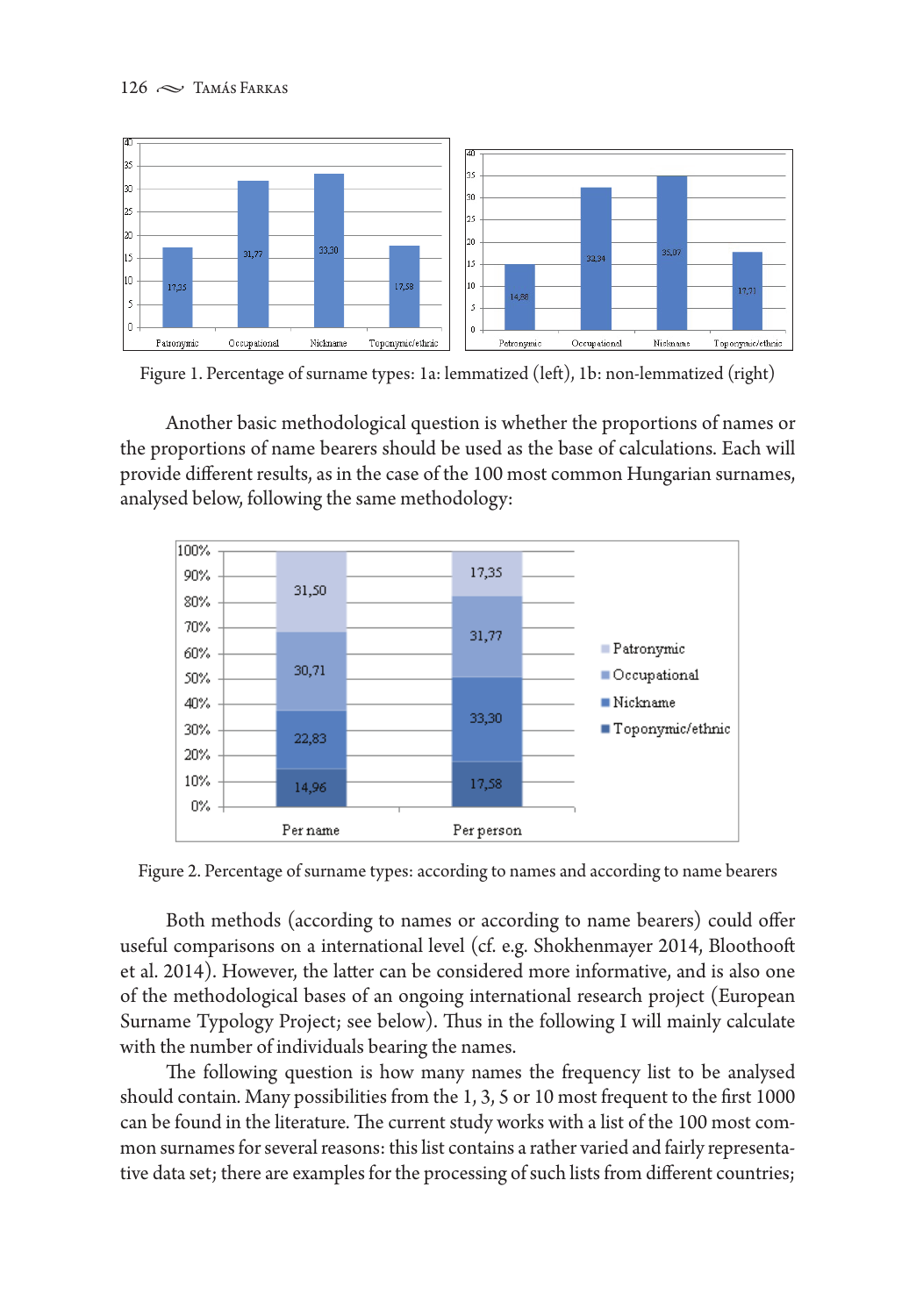Figure 1. Percentage of surname types: 1a: lemmatized (left), 1b: non-lemmatized (right)

Another basic methodological question is whether the proportions of names or the proportions of name bearers should be used as the base of calculations. Each will provide different results, as in the case of the 100 most common Hungarian surnames, analysed below, following the same methodology:

Figure 2. Percentage of surname types: according to names and according to name bearers

Both methods (according to names or according to name bearers) could offer useful comparisons on a international level (cf. e.g. Shokhenmayer 2014, Bloothooft et al. 2014). However, the latter can be considered more informative, and is also one of the methodological bases of an ongoing international research project (European Surname Typology Project; see below). Thus in the following I will mainly calculate with the number of individuals bearing the names.

The following question is how many names the frequency list to be analysed should contain. Many possibilities from the 1, 3, 5 or 10 most frequent to the first 1000 can be found in the literature. The current study works with a list of the 100 most common surnames for several reasons: this list contains a rather varied and fairly representative data set; there are examples for the processing of such lists from different countries;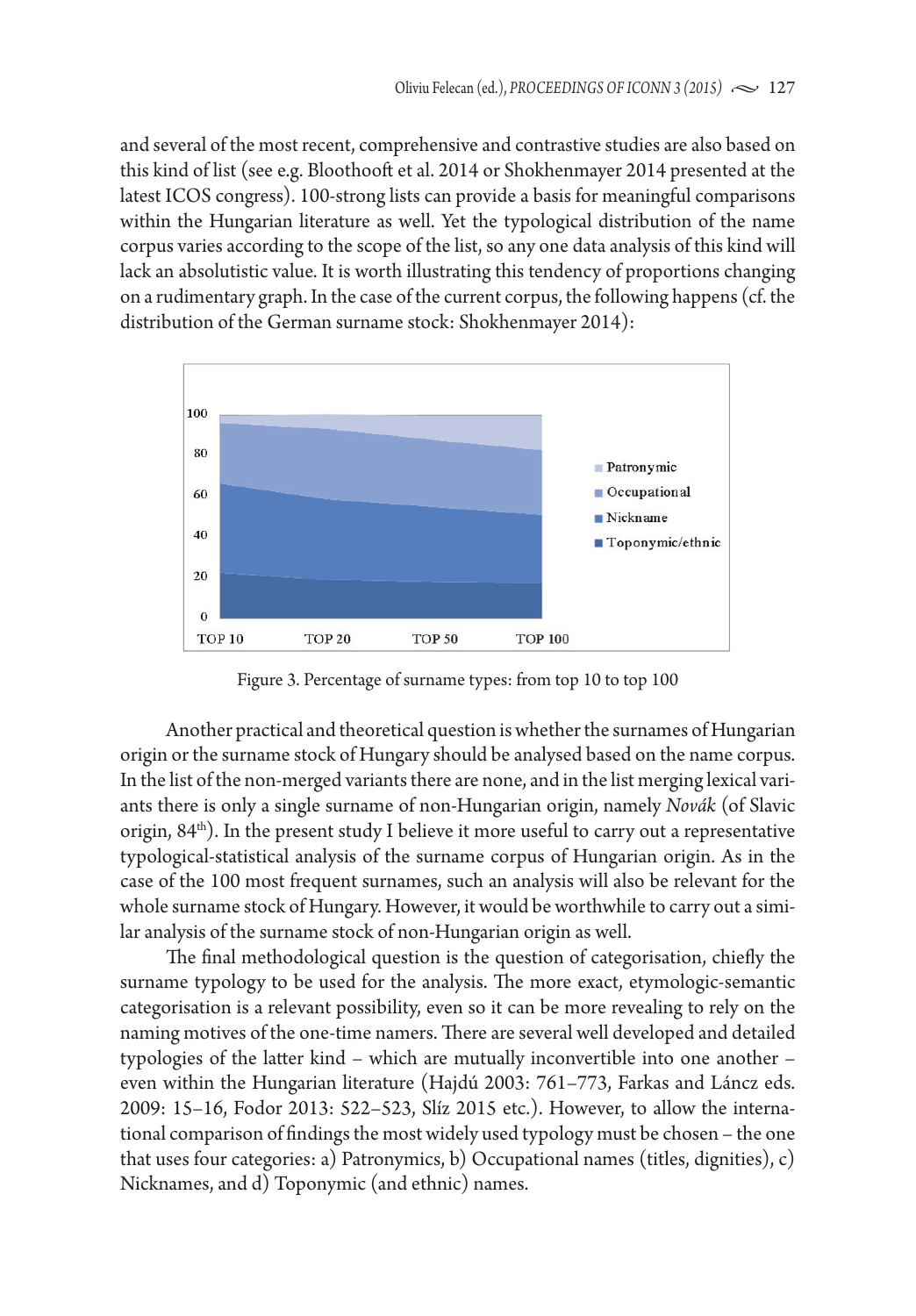and several of the most recent, comprehensive and contrastive studies are also based on this kind of list (see e.g. Bloothooft et al. 2014 or Shokhenmayer 2014 presented at the latest ICOS congress). 100-strong lists can provide a basis for meaningful comparisons within the Hungarian literature as well. Yet the typological distribution of the name corpus varies according to the scope of the list, so any one data analysis of this kind will lack an absolutistic value. It is worth illustrating this tendency of proportions changing on a rudimentary graph. In the case of the current corpus, the following happens (cf. the distribution of the German surname stock: Shokhenmayer 2014):

Figure 3. Percentage of surname types: from top 10 to top 100

Another practical and theoretical question is whether the surnames of Hungarian origin or the surname stock of Hungary should be analysed based on the name corpus. In the list of the non-merged variants there are none, and in the list merging lexical variants there is only a single surname of non-Hungarian origin, namely *Novák* (of Slavic origin, 84th). In the present study I believe it more useful to carry out a representative typological-statistical analysis of the surname corpus of Hungarian origin. As in the case of the 100 most frequent surnames, such an analysis will also be relevant for the whole surname stock of Hungary. However, it would be worthwhile to carry out a similar analysis of the surname stock of non-Hungarian origin as well.

The final methodological question is the question of categorisation, chiefly the surname typology to be used for the analysis. The more exact, etymologic-semantic categorisation is a relevant possibility, even so it can be more revealing to rely on the naming motives of the one-time namers. There are several well developed and detailed typologies of the latter kind – which are mutually inconvertible into one another – even within the Hungarian literature (Hajdú 2003: 761–773, Farkas and Láncz eds. 2009: 15–16, Fodor 2013: 522–523, Slíz 2015 etc.). However, to allow the international comparison of findings the most widely used typology must be chosen – the one that uses four categories: a) Patronymics, b) Occupational names (titles, dignities), c) Nicknames, and d) Toponymic (and ethnic) names.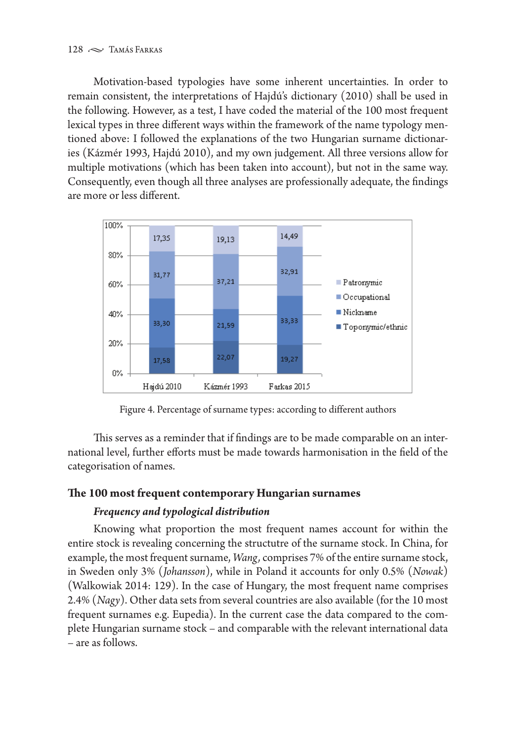Motivation-based typologies have some inherent uncertainties. In order to remain consistent, the interpretations of Hajdú's dictionary (2010) shall be used in the following. However, as a test, I have coded the material of the 100 most frequent lexical types in three different ways within the framework of the name typology mentioned above: I followed the explanations of the two Hungarian surname dictionaries (Kázmér 1993, Hajdú 2010), and my own judgement. All three versions allow for multiple motivations (which has been taken into account), but not in the same way. Consequently, even though all three analyses are professionally adequate, the findings are more or less different.

| | Hajdú 2010 | Kázmér 1993 | Farkas 2015 |
|---|---|---|---|
| Patronymic | 17,35 | 19,13 | 14,49 |
| Occupational | 31,77 | 37,21 | 32,91 |
| Nickname | 33,30 | 21,59 | 33,33 |
| Toponymic/ethnic | 17,58 | 22,07 | 19,27 |

Figure 4. Percentage of surname types: according to different authors

This serves as a reminder that if findings are to be made comparable on an international level, further efforts must be made towards harmonisation in the field of the categorisation of names.

## The 100 most frequent contemporary Hungarian surnames

### *Frequency and typological distribution*

Knowing what proportion the most frequent names account for within the entire stock is revealing concerning the structutre of the surname stock. In China, for example, the most frequent surname, *Wang*, comprises 7% of the entire surname stock, in Sweden only 3% (*Johansson*), while in Poland it accounts for only 0.5% (*Nowak*) (Walkowiak 2014: 129). In the case of Hungary, the most frequent name comprises 2.4% (*Nagy*). Other data sets from several countries are also available (for the 10 most frequent surnames e.g. Eupedia). In the current case the data compared to the complete Hungarian surname stock – and comparable with the relevant international data – are as follows.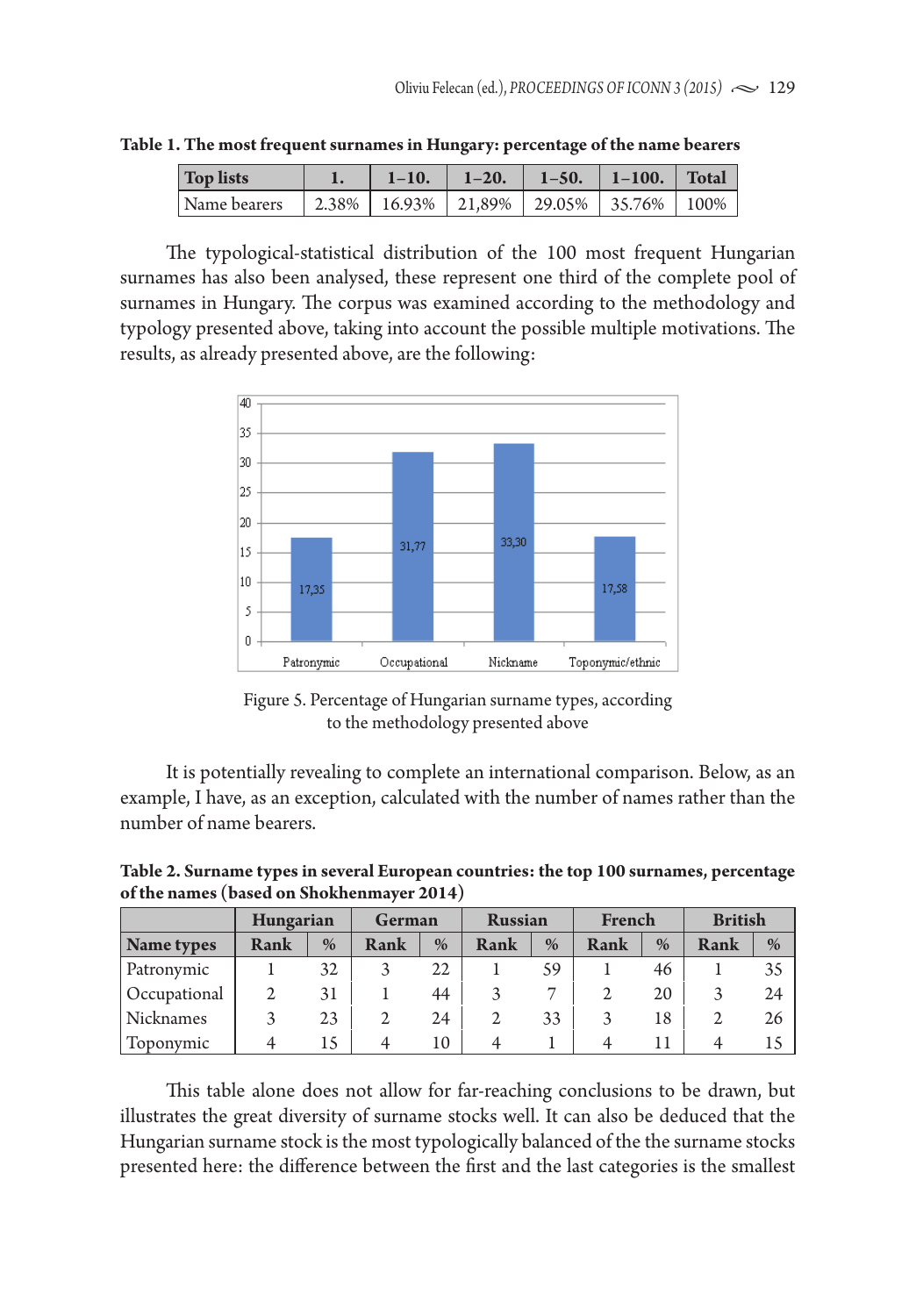**Table 1. The most frequent surnames in Hungary: percentage of the name bearers**

| Top lists | 1. | 1–10. | 1–20. | 1–50. | 1–100. | Total |
|---|---|---|---|---|---|---|
| Name bearers | 2.38% | 16.93% | 21,89% | 29.05% | 35.76% | 100% |

The typological-statistical distribution of the 100 most frequent Hungarian surnames has also been analysed, these represent one third of the complete pool of surnames in Hungary. The corpus was examined according to the methodology and typology presented above, taking into account the possible multiple motivations. The results, as already presented above, are the following:

| | Patronymic | Occupational | Nickname | Toponymic/ethnic |
|---|---|---|---|---|
| % | 17,35 | 31,77 | 33,30 | 17,58 |

Figure 5. Percentage of Hungarian surname types, according to the methodology presented above

It is potentially revealing to complete an international comparison. Below, as an example, I have, as an exception, calculated with the number of names rather than the number of name bearers.

**Table 2. Surname types in several European countries: the top 100 surnames, percentage of the names (based on Shokhenmayer 2014)**

| | Hungarian | | German | | Russian | | French | | British | |
|---|---|---|---|---|---|---|---|---|---|---|
| **Name types** | **Rank** | **%** | **Rank** | **%** | **Rank** | **%** | **Rank** | **%** | **Rank** | **%** |
| Patronymic | 1 | 32 | 3 | 22 | 1 | 59 | 1 | 46 | 1 | 35 |
| Occupational | 2 | 31 | 1 | 44 | 3 | 7 | 2 | 20 | 3 | 24 |
| Nicknames | 3 | 23 | 2 | 24 | 2 | 33 | 3 | 18 | 2 | 26 |
| Toponymic | 4 | 15 | 4 | 10 | 4 | 1 | 4 | 11 | 4 | 15 |

This table alone does not allow for far-reaching conclusions to be drawn, but illustrates the great diversity of surname stocks well. It can also be deduced that the Hungarian surname stock is the most typologically balanced of the the surname stocks presented here: the difference between the first and the last categories is the smallest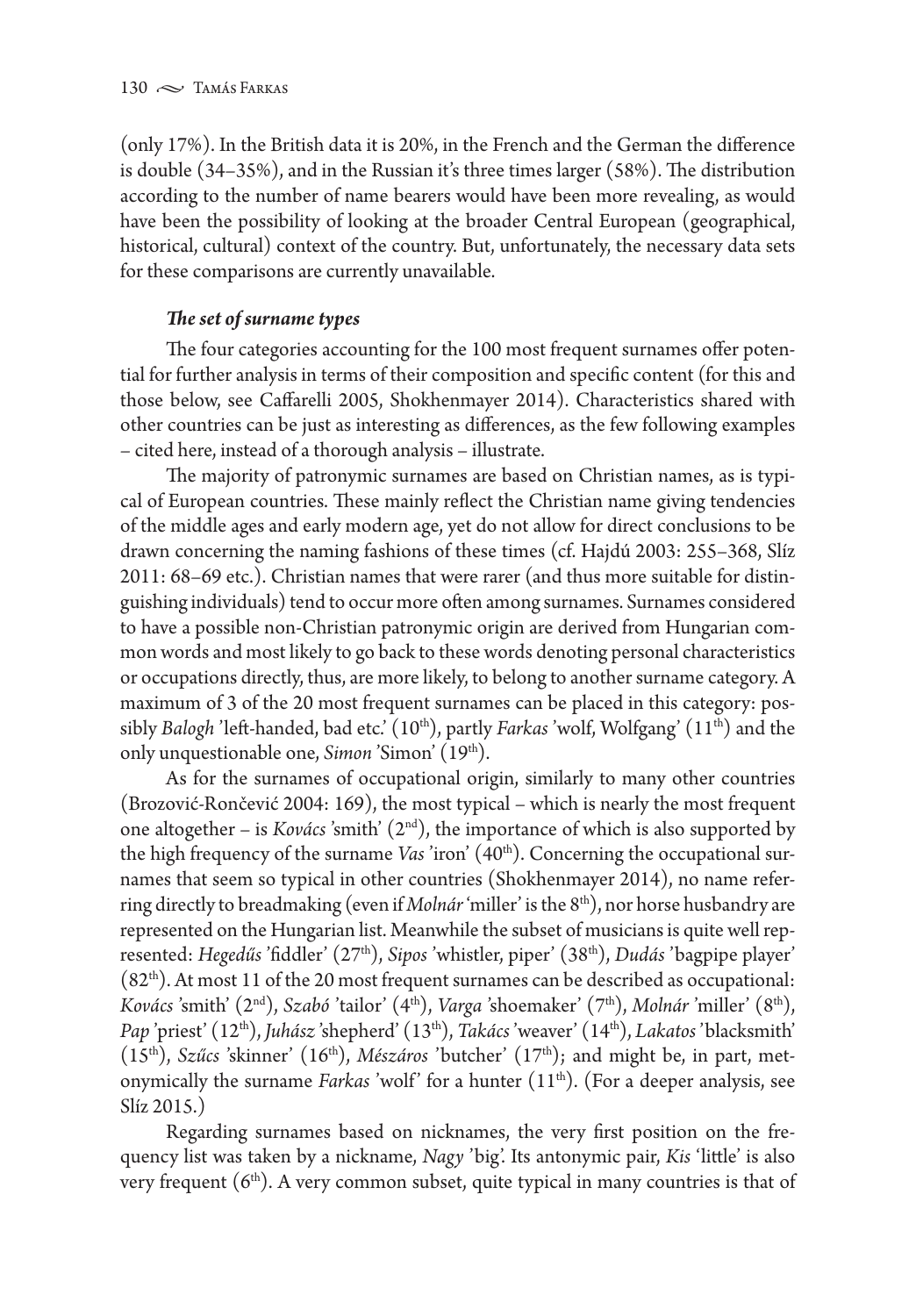(only 17%). In the British data it is 20%, in the French and the German the difference is double (34–35%), and in the Russian it's three times larger (58%). The distribution according to the number of name bearers would have been more revealing, as would have been the possibility of looking at the broader Central European (geographical, historical, cultural) context of the country. But, unfortunately, the necessary data sets for these comparisons are currently unavailable.

***The set of surname types***

The four categories accounting for the 100 most frequent surnames offer potential for further analysis in terms of their composition and specific content (for this and those below, see Caffarelli 2005, Shokhenmayer 2014). Characteristics shared with other countries can be just as interesting as differences, as the few following examples – cited here, instead of a thorough analysis – illustrate.

The majority of patronymic surnames are based on Christian names, as is typical of European countries. These mainly reflect the Christian name giving tendencies of the middle ages and early modern age, yet do not allow for direct conclusions to be drawn concerning the naming fashions of these times (cf. Hajdú 2003: 255–368, Slíz 2011: 68–69 etc.). Christian names that were rarer (and thus more suitable for distinguishing individuals) tend to occur more often among surnames. Surnames considered to have a possible non-Christian patronymic origin are derived from Hungarian common words and most likely to go back to these words denoting personal characteristics or occupations directly, thus, are more likely, to belong to another surname category. A maximum of 3 of the 20 most frequent surnames can be placed in this category: possibly *Balogh* 'left-handed, bad etc.' (10th), partly *Farkas* 'wolf, Wolfgang' (11th) and the only unquestionable one, *Simon* 'Simon' (19th).

As for the surnames of occupational origin, similarly to many other countries (Brozović-Rončević 2004: 169), the most typical – which is nearly the most frequent one altogether – is *Kovács* 'smith' (2nd), the importance of which is also supported by the high frequency of the surname *Vas* 'iron' (40th). Concerning the occupational surnames that seem so typical in other countries (Shokhenmayer 2014), no name referring directly to breadmaking (even if *Molnár* 'miller' is the 8th), nor horse husbandry are represented on the Hungarian list. Meanwhile the subset of musicians is quite well represented: *Hegedűs* 'fiddler' (27th), *Sipos* 'whistler, piper' (38th), *Dudás* 'bagpipe player' (82th). At most 11 of the 20 most frequent surnames can be described as occupational: *Kovács* 'smith' (2nd), *Szabó* 'tailor' (4th), *Varga* 'shoemaker' (7th), *Molnár* 'miller' (8th), *Pap* 'priest' (12th), *Juhász* 'shepherd' (13th), *Takács* 'weaver' (14th), *Lakatos* 'blacksmith' (15th), *Szűcs* 'skinner' (16th), *Mészáros* 'butcher' (17th); and might be, in part, metonymically the surname *Farkas* 'wolf' for a hunter (11th). (For a deeper analysis, see Slíz 2015.)

Regarding surnames based on nicknames, the very first position on the frequency list was taken by a nickname, *Nagy* 'big'. Its antonymic pair, *Kis* 'little' is also very frequent (6th). A very common subset, quite typical in many countries is that of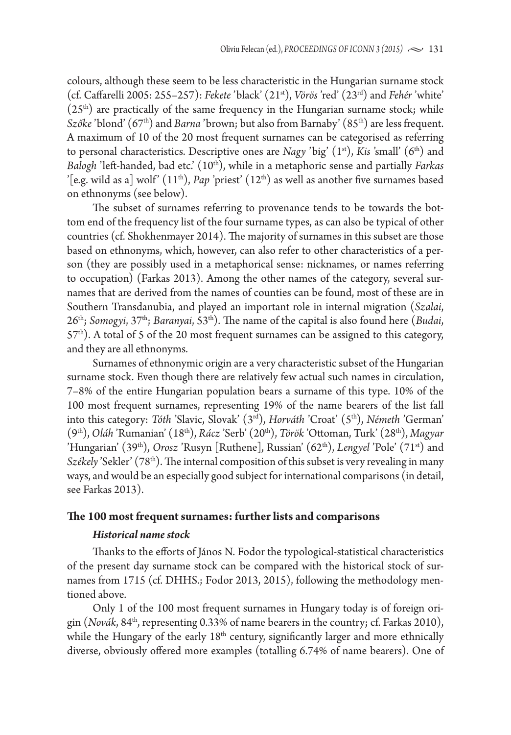colours, although these seem to be less characteristic in the Hungarian surname stock (cf. Caffarelli 2005: 255–257): *Fekete* 'black' (21st), *Vörös* 'red' (23rd) and *Fehér* 'white' (25th) are practically of the same frequency in the Hungarian surname stock; while *Szőke* 'blond' (67th) and *Barna* 'brown; but also from Barnaby' (85th) are less frequent. A maximum of 10 of the 20 most frequent surnames can be categorised as referring to personal characteristics. Descriptive ones are *Nagy* 'big' (1st), *Kis* 'small' (6th) and *Balogh* 'left-handed, bad etc.' (10th), while in a metaphoric sense and partially *Farkas* '[e.g. wild as a] wolf' (11th), *Pap* 'priest' (12th) as well as another five surnames based on ethnonyms (see below).

The subset of surnames referring to provenance tends to be towards the bottom end of the frequency list of the four surname types, as can also be typical of other countries (cf. Shokhenmayer 2014). The majority of surnames in this subset are those based on ethnonyms, which, however, can also refer to other characteristics of a person (they are possibly used in a metaphorical sense: nicknames, or names referring to occupation) (Farkas 2013). Among the other names of the category, several surnames that are derived from the names of counties can be found, most of these are in Southern Transdanubia, and played an important role in internal migration (*Szalai*, 26th; *Somogyi*, 37th; *Baranyai*, 53th). The name of the capital is also found here (*Budai*, 57th). A total of 5 of the 20 most frequent surnames can be assigned to this category, and they are all ethnonyms.

Surnames of ethnonymic origin are a very characteristic subset of the Hungarian surname stock. Even though there are relatively few actual such names in circulation, 7–8% of the entire Hungarian population bears a surname of this type. 10% of the 100 most frequent surnames, representing 19% of the name bearers of the list fall into this category: *Tóth* 'Slavic, Slovak' (3rd), *Horváth* 'Croat' (5th), *Németh* 'German' (9th), *Oláh* 'Rumanian' (18th), *Rácz* 'Serb' (20th), *Török* 'Ottoman, Turk' (28th), *Magyar* 'Hungarian' (39th), *Orosz* 'Rusyn [Ruthene], Russian' (62th), *Lengyel* 'Pole' (71st) and *Székely* 'Sekler' (78th). The internal composition of this subset is very revealing in many ways, and would be an especially good subject for international comparisons (in detail, see Farkas 2013).

## The 100 most frequent surnames: further lists and comparisons

### *Historical name stock*

Thanks to the efforts of János N. Fodor the typological-statistical characteristics of the present day surname stock can be compared with the historical stock of surnames from 1715 (cf. DHHS.; Fodor 2013, 2015), following the methodology mentioned above.

Only 1 of the 100 most frequent surnames in Hungary today is of foreign origin (*Novák*, 84th, representing 0.33% of name bearers in the country; cf. Farkas 2010), while the Hungary of the early 18th century, significantly larger and more ethnically diverse, obviously offered more examples (totalling 6.74% of name bearers). One of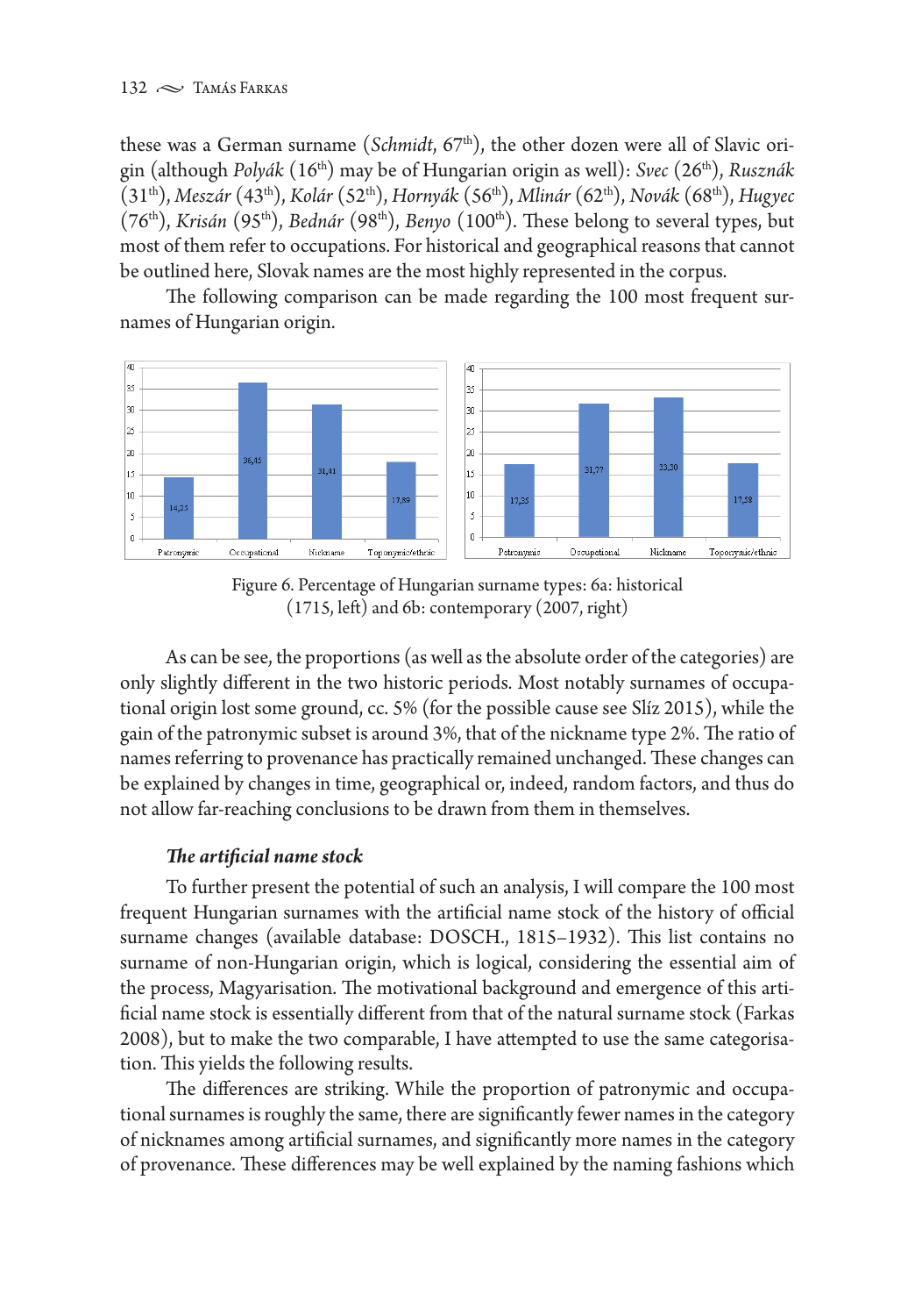these was a German surname (*Schmidt*, 67th), the other dozen were all of Slavic origin (although *Polyák* (16th) may be of Hungarian origin as well): *Svec* (26th), *Rusznák* (31th), *Meszár* (43th), *Kolár* (52th), *Hornyák* (56th), *Mlinár* (62th), *Novák* (68th), *Hugyec* (76th), *Krisán* (95th), *Bednár* (98th), *Benyo* (100th). These belong to several types, but most of them refer to occupations. For historical and geographical reasons that cannot be outlined here, Slovak names are the most highly represented in the corpus.

The following comparison can be made regarding the 100 most frequent surnames of Hungarian origin.

Figure 6. Percentage of Hungarian surname types: 6a: historical (1715, left) and 6b: contemporary (2007, right)

As can be see, the proportions (as well as the absolute order of the categories) are only slightly different in the two historic periods. Most notably surnames of occupational origin lost some ground, cc. 5% (for the possible cause see Slíz 2015), while the gain of the patronymic subset is around 3%, that of the nickname type 2%. The ratio of names referring to provenance has practically remained unchanged. These changes can be explained by changes in time, geographical or, indeed, random factors, and thus do not allow far-reaching conclusions to be drawn from them in themselves.

### *The artificial name stock*

To further present the potential of such an analysis, I will compare the 100 most frequent Hungarian surnames with the artificial name stock of the history of official surname changes (available database: DOSCH., 1815–1932). This list contains no surname of non-Hungarian origin, which is logical, considering the essential aim of the process, Magyarisation. The motivational background and emergence of this artificial name stock is essentially different from that of the natural surname stock (Farkas 2008), but to make the two comparable, I have attempted to use the same categorisation. This yields the following results.

The differences are striking. While the proportion of patronymic and occupational surnames is roughly the same, there are significantly fewer names in the category of nicknames among artificial surnames, and significantly more names in the category of provenance. These differences may be well explained by the naming fashions which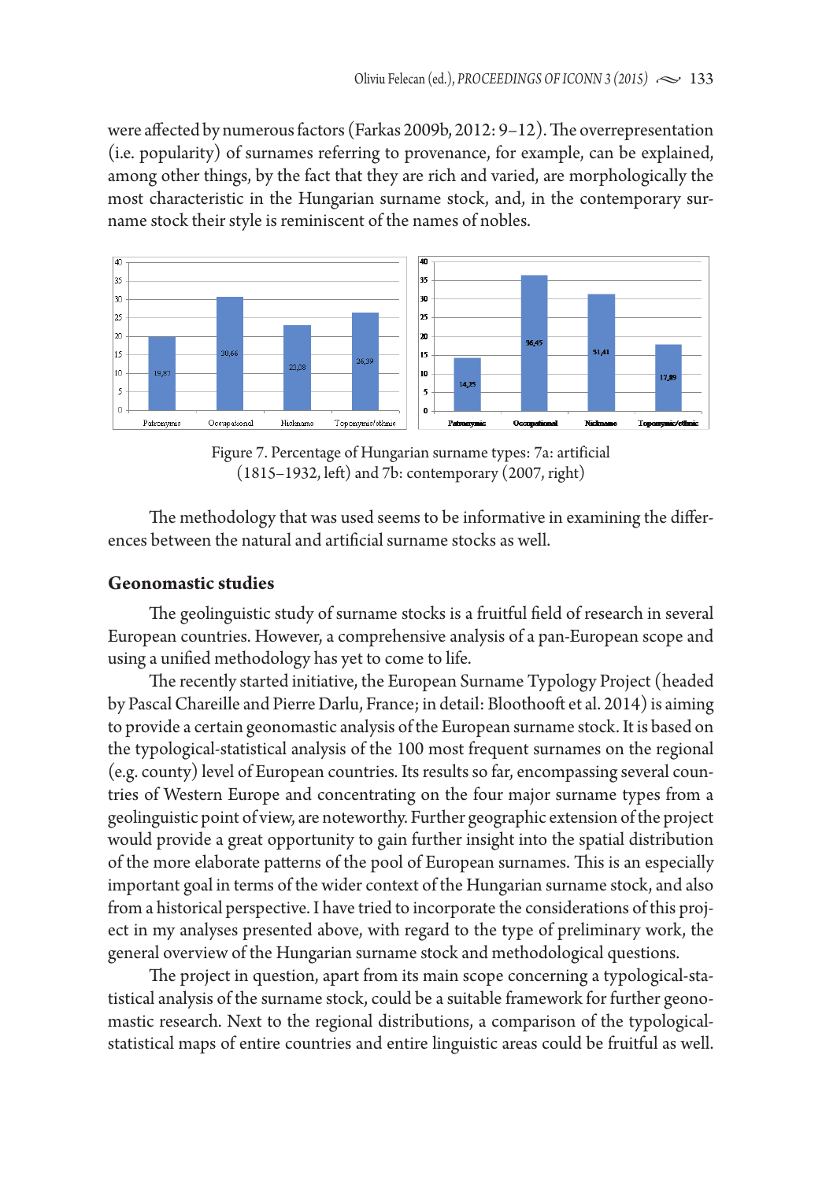were affected by numerous factors (Farkas 2009b, 2012: 9–12). The overrepresentation (i.e. popularity) of surnames referring to provenance, for example, can be explained, among other things, by the fact that they are rich and varied, are morphologically the most characteristic in the Hungarian surname stock, and, in the contemporary surname stock their style is reminiscent of the names of nobles.

Figure 7. Percentage of Hungarian surname types: 7a: artificial (1815–1932, left) and 7b: contemporary (2007, right)

The methodology that was used seems to be informative in examining the differences between the natural and artificial surname stocks as well.

## Geonomastic studies

The geolinguistic study of surname stocks is a fruitful field of research in several European countries. However, a comprehensive analysis of a pan-European scope and using a unified methodology has yet to come to life.

The recently started initiative, the European Surname Typology Project (headed by Pascal Chareille and Pierre Darlu, France; in detail: Bloothooft et al. 2014) is aiming to provide a certain geonomastic analysis of the European surname stock. It is based on the typological-statistical analysis of the 100 most frequent surnames on the regional (e.g. county) level of European countries. Its results so far, encompassing several countries of Western Europe and concentrating on the four major surname types from a geolinguistic point of view, are noteworthy. Further geographic extension of the project would provide a great opportunity to gain further insight into the spatial distribution of the more elaborate patterns of the pool of European surnames. This is an especially important goal in terms of the wider context of the Hungarian surname stock, and also from a historical perspective. I have tried to incorporate the considerations of this project in my analyses presented above, with regard to the type of preliminary work, the general overview of the Hungarian surname stock and methodological questions.

The project in question, apart from its main scope concerning a typological-statistical analysis of the surname stock, could be a suitable framework for further geonomastic research. Next to the regional distributions, a comparison of the typological-statistical maps of entire countries and entire linguistic areas could be fruitful as well.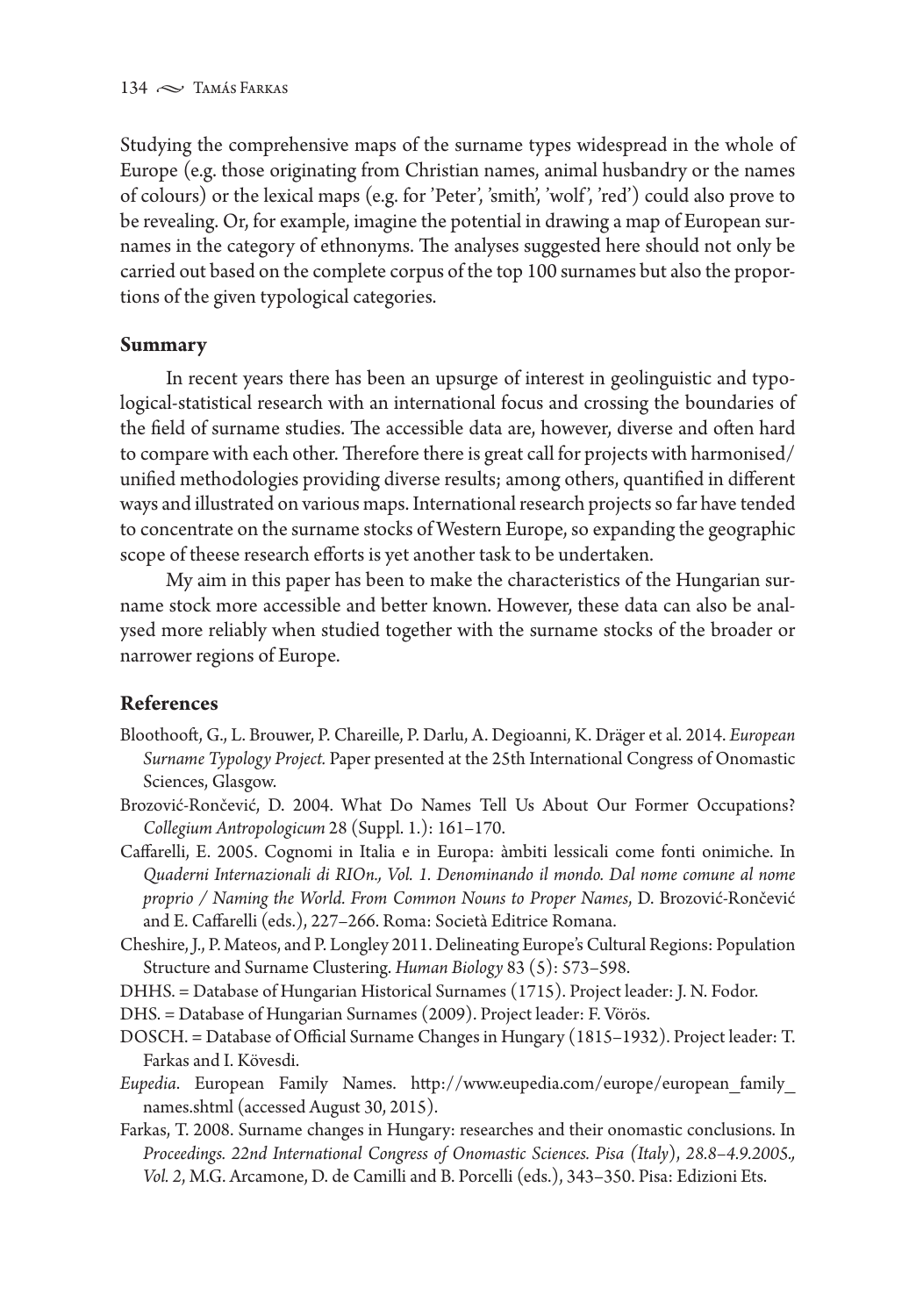Studying the comprehensive maps of the surname types widespread in the whole of Europe (e.g. those originating from Christian names, animal husbandry or the names of colours) or the lexical maps (e.g. for 'Peter', 'smith', 'wolf', 'red') could also prove to be revealing. Or, for example, imagine the potential in drawing a map of European surnames in the category of ethnonyms. The analyses suggested here should not only be carried out based on the complete corpus of the top 100 surnames but also the proportions of the given typological categories.

## Summary

In recent years there has been an upsurge of interest in geolinguistic and typological-statistical research with an international focus and crossing the boundaries of the field of surname studies. The accessible data are, however, diverse and often hard to compare with each other. Therefore there is great call for projects with harmonised/unified methodologies providing diverse results; among others, quantified in different ways and illustrated on various maps. International research projects so far have tended to concentrate on the surname stocks of Western Europe, so expanding the geographic scope of theese research efforts is yet another task to be undertaken.

My aim in this paper has been to make the characteristics of the Hungarian surname stock more accessible and better known. However, these data can also be analysed more reliably when studied together with the surname stocks of the broader or narrower regions of Europe.

## References

Bloothooft, G., L. Brouwer, P. Chareille, P. Darlu, A. Degioanni, K. Dräger et al. 2014. *European Surname Typology Project.* Paper presented at the 25th International Congress of Onomastic Sciences, Glasgow.

Brozović-Rončević, D. 2004. What Do Names Tell Us About Our Former Occupations? *Collegium Antropologicum* 28 (Suppl. 1.): 161–170.

Caffarelli, E. 2005. Cognomi in Italia e in Europa: àmbiti lessicali come fonti onimiche. In *Quaderni Internazionali di RIOn., Vol. 1. Denominando il mondo. Dal nome comune al nome proprio / Naming the World. From Common Nouns to Proper Names*, D. Brozović-Rončević and E. Caffarelli (eds.), 227–266. Roma: Società Editrice Romana.

Cheshire, J., P. Mateos, and P. Longley 2011. Delineating Europe's Cultural Regions: Population Structure and Surname Clustering. *Human Biology* 83 (5): 573–598.

DHHS. = Database of Hungarian Historical Surnames (1715). Project leader: J. N. Fodor.

DHS. = Database of Hungarian Surnames (2009). Project leader: F. Vörös.

DOSCH. = Database of Official Surname Changes in Hungary (1815–1932). Project leader: T. Farkas and I. Kövesdi.

*Eupedia.* European Family Names. http://www.eupedia.com/europe/european_family_names.shtml (accessed August 30, 2015).

Farkas, T. 2008. Surname changes in Hungary: researches and their onomastic conclusions. In *Proceedings. 22nd International Congress of Onomastic Sciences. Pisa (Italy), 28.8–4.9.2005., Vol. 2*, M.G. Arcamone, D. de Camilli and B. Porcelli (eds.), 343–350. Pisa: Edizioni Ets.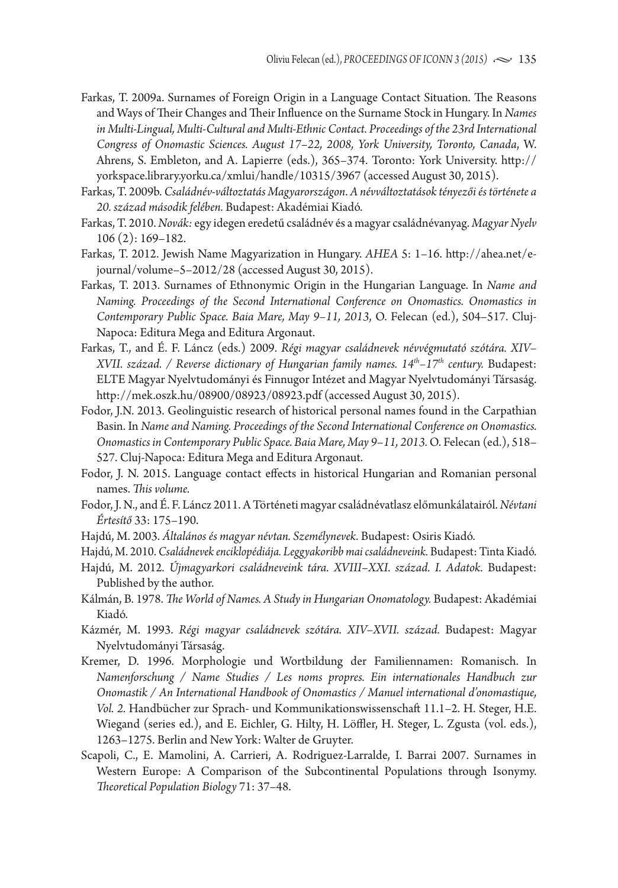Farkas, T. 2009a. Surnames of Foreign Origin in a Language Contact Situation. The Reasons and Ways of Their Changes and Their Influence on the Surname Stock in Hungary. In *Names in Multi-Lingual, Multi-Cultural and Multi-Ethnic Contact. Proceedings of the 23rd International Congress of Onomastic Sciences. August 17–22, 2008, York University, Toronto, Canada*, W. Ahrens, S. Embleton, and A. Lapierre (eds.), 365–374. Toronto: York University. http://yorkspace.library.yorku.ca/xmlui/handle/10315/3967 (accessed August 30, 2015).

Farkas, T. 2009b. *Családnév-változtatás Magyarországon. A névváltoztatások tényezői és története a 20. század második felében.* Budapest: Akadémiai Kiadó.

Farkas, T. 2010. *Novák:* egy idegen eredetű családnév és a magyar családnévanyag. *Magyar Nyelv* 106 (2): 169–182.

Farkas, T. 2012. Jewish Name Magyarization in Hungary. *AHEA* 5: 1–16. http://ahea.net/e-journal/volume–5–2012/28 (accessed August 30, 2015).

Farkas, T. 2013. Surnames of Ethnonymic Origin in the Hungarian Language. In *Name and Naming. Proceedings of the Second International Conference on Onomastics. Onomastics in Contemporary Public Space. Baia Mare, May 9–11, 2013*, O. Felecan (ed.), 504–517. Cluj-Napoca: Editura Mega and Editura Argonaut.

Farkas, T., and É. F. Láncz (eds.) 2009. *Régi magyar családnevek névvégmutató szótára. XIV–XVII. század. / Reverse dictionary of Hungarian family names. 14th–17th century.* Budapest: ELTE Magyar Nyelvtudományi és Finnugor Intézet and Magyar Nyelvtudományi Társaság. http://mek.oszk.hu/08900/08923/08923.pdf (accessed August 30, 2015).

Fodor, J.N. 2013. Geolinguistic research of historical personal names found in the Carpathian Basin. In *Name and Naming. Proceedings of the Second International Conference on Onomastics. Onomastics in Contemporary Public Space. Baia Mare, May 9–11, 2013.* O. Felecan (ed.), 518–527. Cluj-Napoca: Editura Mega and Editura Argonaut.

Fodor, J. N. 2015. Language contact effects in historical Hungarian and Romanian personal names. *This volume.*

Fodor, J. N., and É. F. Láncz 2011. A Történeti magyar családnévatlasz előmunkálatairól. *Névtani Értesítő* 33: 175–190.

Hajdú, M. 2003. *Általános és magyar névtan. Személynevek.* Budapest: Osiris Kiadó.

Hajdú, M. 2010. *Családnevek enciklopédiája. Leggyakoribb mai családneveink.* Budapest: Tinta Kiadó.

Hajdú, M. 2012. *Újmagyarkori családneveink tára. XVIII–XXI. század. I. Adatok.* Budapest: Published by the author.

Kálmán, B. 1978. *The World of Names. A Study in Hungarian Onomatology.* Budapest: Akadémiai Kiadó.

Kázmér, M. 1993. *Régi magyar családnevek szótára. XIV–XVII. század.* Budapest: Magyar Nyelvtudományi Társaság.

Kremer, D. 1996. Morphologie und Wortbildung der Familiennamen: Romanisch. In *Namenforschung / Name Studies / Les noms propres. Ein internationales Handbuch zur Onomastik / An International Handbook of Onomastics / Manuel international d'onomastique, Vol. 2.* Handbücher zur Sprach- und Kommunikationswissenschaft 11.1–2. H. Steger, H.E. Wiegand (series ed.), and E. Eichler, G. Hilty, H. Löffler, H. Steger, L. Zgusta (vol. eds.), 1263–1275. Berlin and New York: Walter de Gruyter.

Scapoli, C., E. Mamolini, A. Carrieri, A. Rodriguez-Larralde, I. Barrai 2007. Surnames in Western Europe: A Comparison of the Subcontinental Populations through Isonymy. *Theoretical Population Biology* 71: 37–48.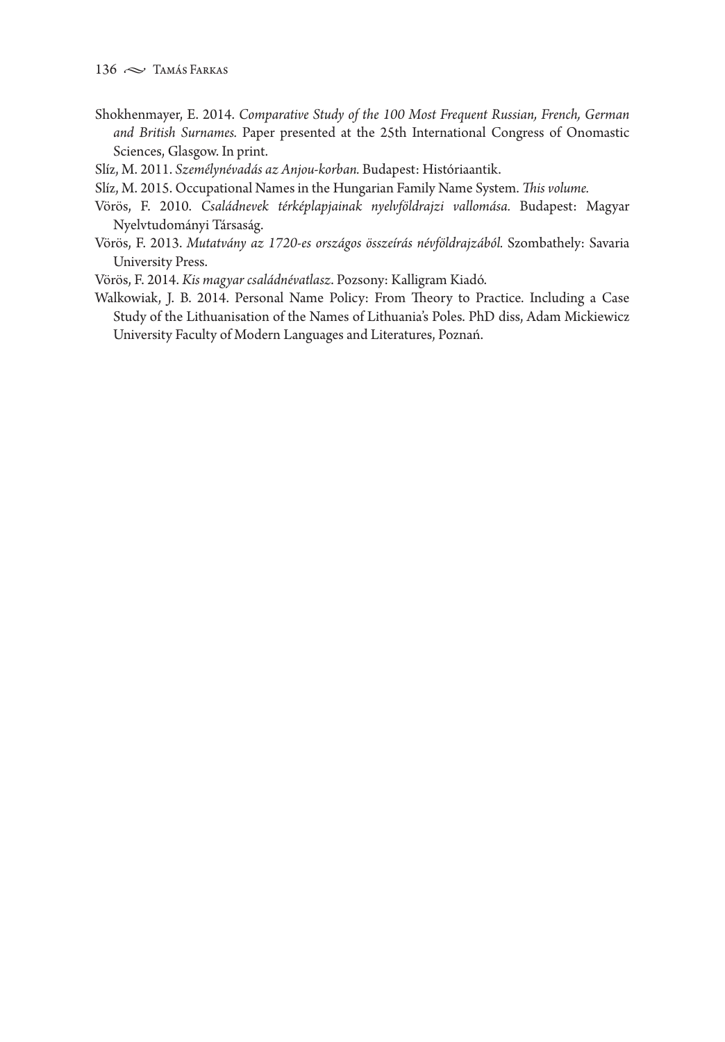Shokhenmayer, E. 2014. *Comparative Study of the 100 Most Frequent Russian, French, German and British Surnames.* Paper presented at the 25th International Congress of Onomastic Sciences, Glasgow. In print.

Slíz, M. 2011. *Személynévadás az Anjou-korban.* Budapest: Históriaantik.

Slíz, M. 2015. Occupational Names in the Hungarian Family Name System. *This volume.*

Vörös, F. 2010. *Családnevek térképlapjainak nyelvföldrajzi vallomása.* Budapest: Magyar Nyelvtudományi Társaság.

Vörös, F. 2013. *Mutatvány az 1720-es országos összeírás névföldrajzából.* Szombathely: Savaria University Press.

Vörös, F. 2014. *Kis magyar családnévatlasz*. Pozsony: Kalligram Kiadó.

Walkowiak, J. B. 2014. Personal Name Policy: From Theory to Practice. Including a Case Study of the Lithuanisation of the Names of Lithuania's Poles. PhD diss, Adam Mickiewicz University Faculty of Modern Languages and Literatures, Poznań.